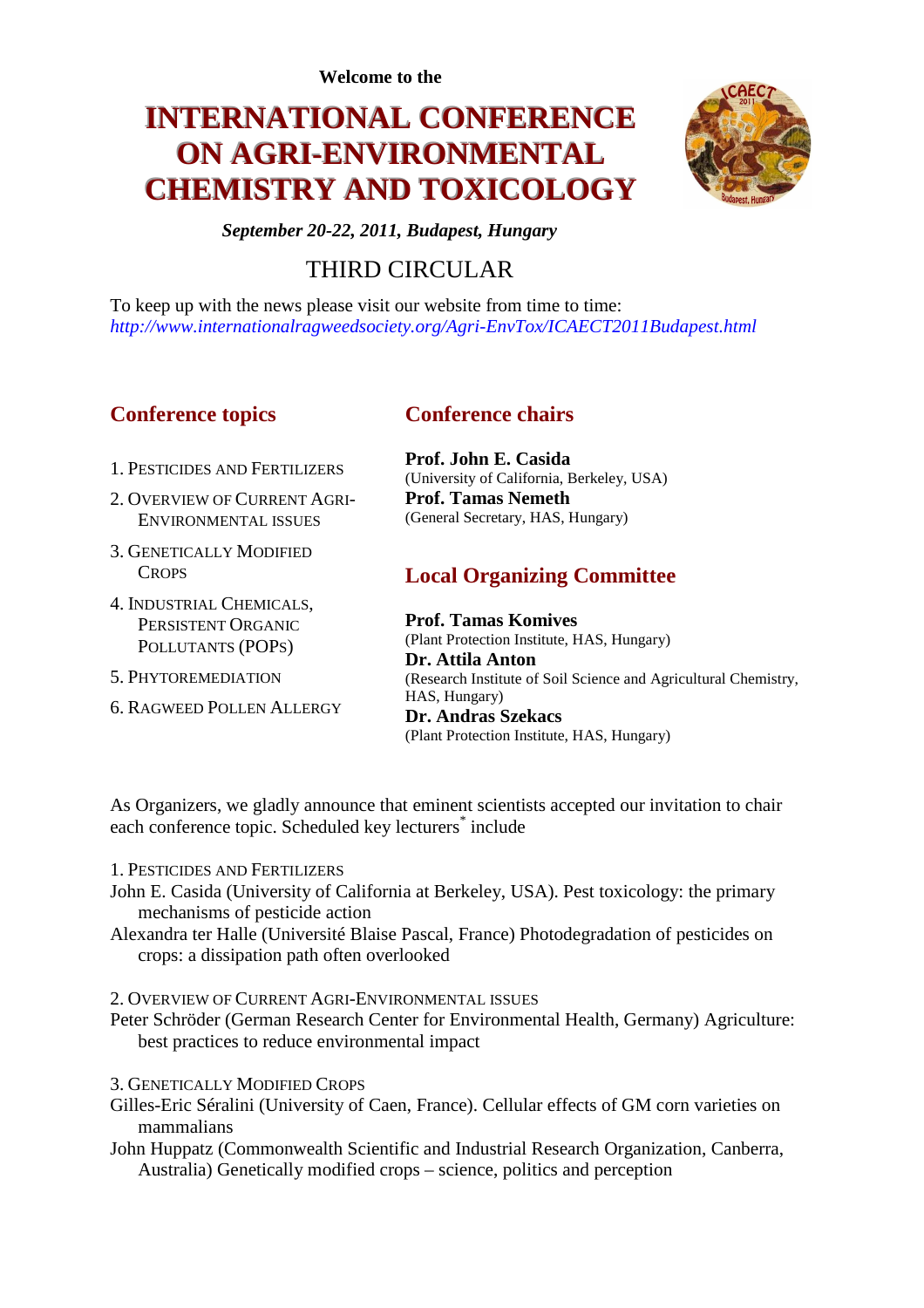**Welcome to the**

# INTERNATIONAL CONFERENCE ON AGRI-ENVIRONMENTAL CHEMISTRY AND TOXICOLOGY

***September 20-22, 2011, Budapest, Hungary***

## THIRD CIRCULAR

To keep up with the news please visit our website from time to time:
*http://www.internationalragweedsociety.org/Agri-EnvTox/ICAECT2011Budapest.html*

## Conference topics

1. Pesticides and Fertilizers
2. Overview of Current Agri-Environmental Issues
3. Genetically Modified Crops
4. Industrial Chemicals, Persistent Organic Pollutants (POPs)
5. Phytoremediation
6. Ragweed Pollen Allergy

## Conference chairs

**Prof. John E. Casida**
(University of California, Berkeley, USA)
**Prof. Tamas Nemeth**
(General Secretary, HAS, Hungary)

## Local Organizing Committee

**Prof. Tamas Komives**
(Plant Protection Institute, HAS, Hungary)
**Dr. Attila Anton**
(Research Institute of Soil Science and Agricultural Chemistry, HAS, Hungary)
**Dr. Andras Szekacs**
(Plant Protection Institute, HAS, Hungary)

As Organizers, we gladly announce that eminent scientists accepted our invitation to chair each conference topic. Scheduled key lecturers* include

1. Pesticides and Fertilizers

John E. Casida (University of California at Berkeley, USA). Pest toxicology: the primary mechanisms of pesticide action

Alexandra ter Halle (Université Blaise Pascal, France) Photodegradation of pesticides on crops: a dissipation path often overlooked

2. Overview of Current Agri-Environmental issues

Peter Schröder (German Research Center for Environmental Health, Germany) Agriculture: best practices to reduce environmental impact

3. Genetically Modified Crops

Gilles-Eric Séralini (University of Caen, France). Cellular effects of GM corn varieties on mammalians

John Huppatz (Commonwealth Scientific and Industrial Research Organization, Canberra, Australia) Genetically modified crops – science, politics and perception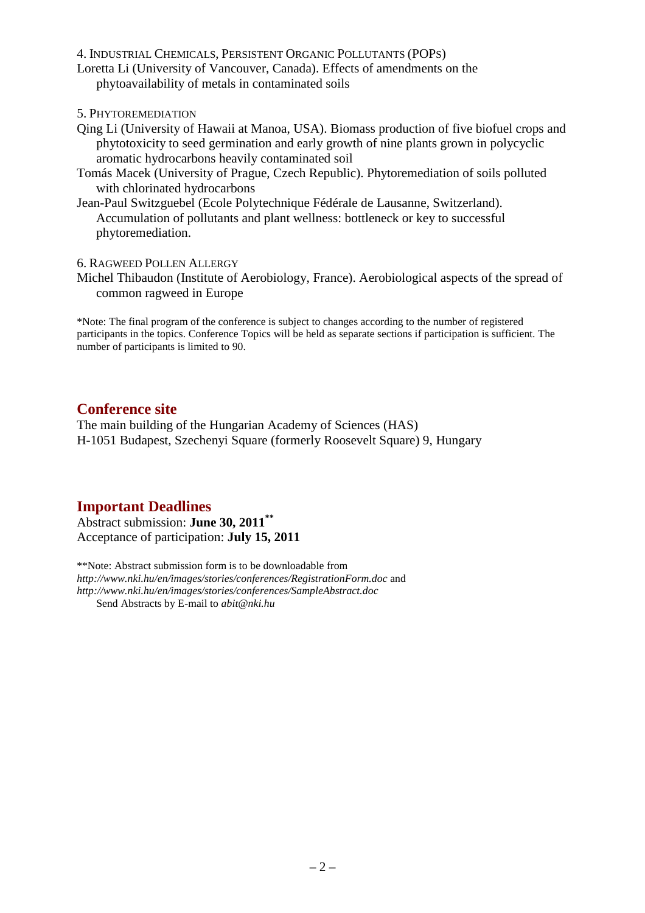4. Industrial Chemicals, Persistent Organic Pollutants (POPs)

Loretta Li (University of Vancouver, Canada). Effects of amendments on the phytoavailability of metals in contaminated soils

5. Phytoremediation

Qing Li (University of Hawaii at Manoa, USA). Biomass production of five biofuel crops and phytotoxicity to seed germination and early growth of nine plants grown in polycyclic aromatic hydrocarbons heavily contaminated soil

Tomás Macek (University of Prague, Czech Republic). Phytoremediation of soils polluted with chlorinated hydrocarbons

Jean-Paul Switzguebel (Ecole Polytechnique Fédérale de Lausanne, Switzerland). Accumulation of pollutants and plant wellness: bottleneck or key to successful phytoremediation.

6. Ragweed Pollen Allergy

Michel Thibaudon (Institute of Aerobiology, France). Aerobiological aspects of the spread of common ragweed in Europe

*Note: The final program of the conference is subject to changes according to the number of registered participants in the topics. Conference Topics will be held as separate sections if participation is sufficient. The number of participants is limited to 90.

## Conference site

The main building of the Hungarian Academy of Sciences (HAS)
H-1051 Budapest, Szechenyi Square (formerly Roosevelt Square) 9, Hungary

## Important Deadlines

Abstract submission: **June 30, 2011**[**]
Acceptance of participation: **July 15, 2011**

**Note: Abstract submission form is to be downloadable from *http://www.nki.hu/en/images/stories/conferences/RegistrationForm.doc* and *http://www.nki.hu/en/images/stories/conferences/SampleAbstract.doc*
Send Abstracts by E-mail to *abit@nki.hu*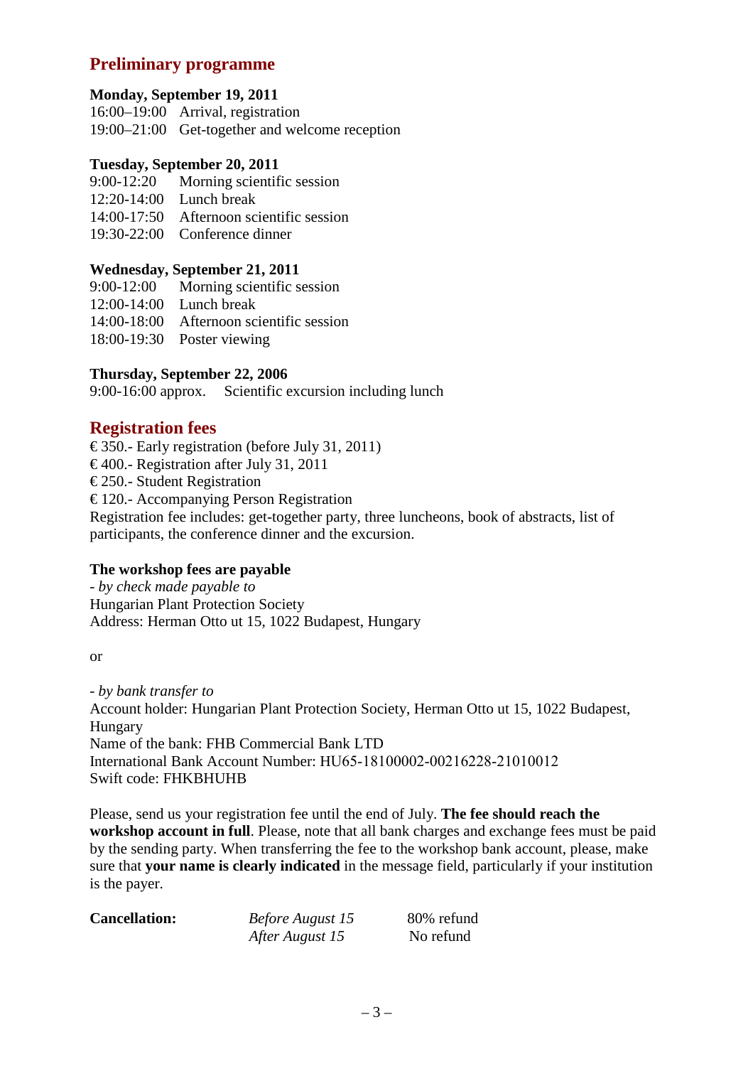## Preliminary programme

**Monday, September 19, 2011**
16:00–19:00 Arrival, registration
19:00–21:00 Get-together and welcome reception

**Tuesday, September 20, 2011**
9:00-12:20 Morning scientific session
12:20-14:00 Lunch break
14:00-17:50 Afternoon scientific session
19:30-22:00 Conference dinner

**Wednesday, September 21, 2011**
9:00-12:00 Morning scientific session
12:00-14:00 Lunch break
14:00-18:00 Afternoon scientific session
18:00-19:30 Poster viewing

**Thursday, September 22, 2006**
9:00-16:00 approx. Scientific excursion including lunch

## Registration fees

€ 350.- Early registration (before July 31, 2011)
€ 400.- Registration after July 31, 2011
€ 250.- Student Registration
€ 120.- Accompanying Person Registration
Registration fee includes: get-together party, three luncheons, book of abstracts, list of participants, the conference dinner and the excursion.

**The workshop fees are payable**
*- by check made payable to*
Hungarian Plant Protection Society
Address: Herman Otto ut 15, 1022 Budapest, Hungary

or

*- by bank transfer to*
Account holder: Hungarian Plant Protection Society, Herman Otto ut 15, 1022 Budapest, Hungary
Name of the bank: FHB Commercial Bank LTD
International Bank Account Number: HU65-18100002-00216228-21010012
Swift code: FHKBHUHB

Please, send us your registration fee until the end of July. **The fee should reach the workshop account in full**. Please, note that all bank charges and exchange fees must be paid by the sending party. When transferring the fee to the workshop bank account, please, make sure that **your name is clearly indicated** in the message field, particularly if your institution is the payer.

| **Cancellation:** | *Before August 15* | 80% refund |
|---|---|---|
| | *After August 15* | No refund |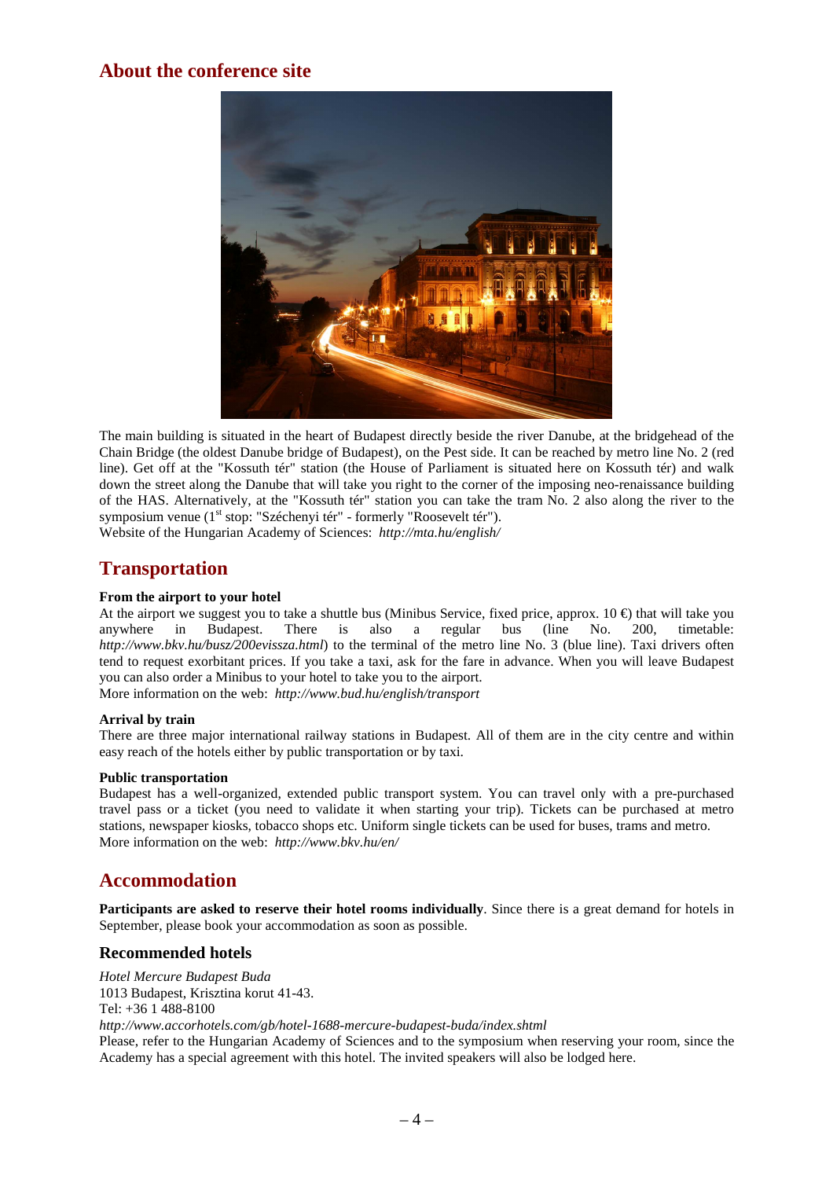## About the conference site

The main building is situated in the heart of Budapest directly beside the river Danube, at the bridgehead of the Chain Bridge (the oldest Danube bridge of Budapest), on the Pest side. It can be reached by metro line No. 2 (red line). Get off at the "Kossuth tér" station (the House of Parliament is situated here on Kossuth tér) and walk down the street along the Danube that will take you right to the corner of the imposing neo-renaissance building of the HAS. Alternatively, at the "Kossuth tér" station you can take the tram No. 2 also along the river to the symposium venue (1st stop: "Széchenyi tér" - formerly "Roosevelt tér").

Website of the Hungarian Academy of Sciences: *http://mta.hu/english/*

## Transportation

**From the airport to your hotel**

At the airport we suggest you to take a shuttle bus (Minibus Service, fixed price, approx. 10 €) that will take you anywhere in Budapest. There is also a regular bus (line No. 200, timetable: *http://www.bkv.hu/busz/200evissza.html*) to the terminal of the metro line No. 3 (blue line). Taxi drivers often tend to request exorbitant prices. If you take a taxi, ask for the fare in advance. When you will leave Budapest you can also order a Minibus to your hotel to take you to the airport.

More information on the web: *http://www.bud.hu/english/transport*

**Arrival by train**

There are three major international railway stations in Budapest. All of them are in the city centre and within easy reach of the hotels either by public transportation or by taxi.

**Public transportation**

Budapest has a well-organized, extended public transport system. You can travel only with a pre-purchased travel pass or a ticket (you need to validate it when starting your trip). Tickets can be purchased at metro stations, newspaper kiosks, tobacco shops etc. Uniform single tickets can be used for buses, trams and metro.

More information on the web: *http://www.bkv.hu/en/*

## Accommodation

**Participants are asked to reserve their hotel rooms individually**. Since there is a great demand for hotels in September, please book your accommodation as soon as possible.

### Recommended hotels

*Hotel Mercure Budapest Buda*
1013 Budapest, Krisztina korut 41-43.
Tel: +36 1 488-8100
*http://www.accorhotels.com/gb/hotel-1688-mercure-budapest-buda/index.shtml*
Please, refer to the Hungarian Academy of Sciences and to the symposium when reserving your room, since the Academy has a special agreement with this hotel. The invited speakers will also be lodged here.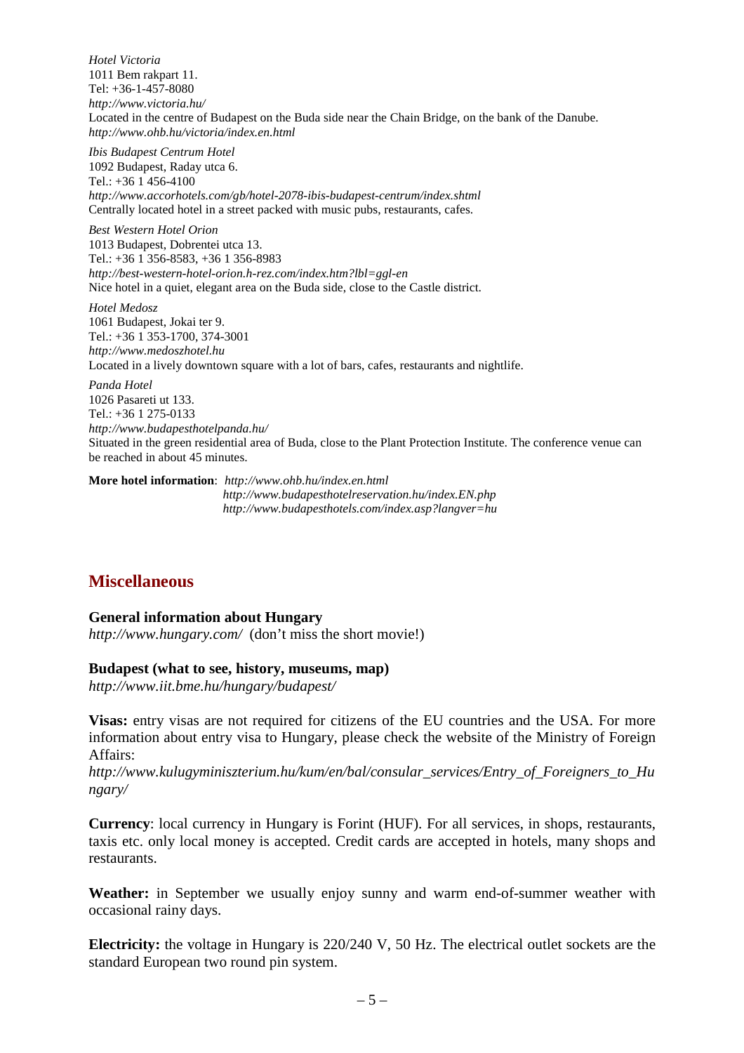*Hotel Victoria*
1011 Bem rakpart 11.
Tel: +36-1-457-8080
*http://www.victoria.hu/*
Located in the centre of Budapest on the Buda side near the Chain Bridge, on the bank of the Danube.
*http://www.ohb.hu/victoria/index.en.html*

*Ibis Budapest Centrum Hotel*
1092 Budapest, Raday utca 6.
Tel.: +36 1 456-4100
*http://www.accorhotels.com/gb/hotel-2078-ibis-budapest-centrum/index.shtml*
Centrally located hotel in a street packed with music pubs, restaurants, cafes.

*Best Western Hotel Orion*
1013 Budapest, Dobrentei utca 13.
Tel.: +36 1 356-8583, +36 1 356-8983
*http://best-western-hotel-orion.h-rez.com/index.htm?lbl=ggl-en*
Nice hotel in a quiet, elegant area on the Buda side, close to the Castle district.

*Hotel Medosz*
1061 Budapest, Jokai ter 9.
Tel.: +36 1 353-1700, 374-3001
*http://www.medoszhotel.hu*
Located in a lively downtown square with a lot of bars, cafes, restaurants and nightlife.

*Panda Hotel*
1026 Pasareti ut 133.
Tel.: +36 1 275-0133
*http://www.budapesthotelpanda.hu/*
Situated in the green residential area of Buda, close to the Plant Protection Institute. The conference venue can be reached in about 45 minutes.

**More hotel information**: *http://www.ohb.hu/index.en.html*
*http://www.budapesthotelreservation.hu/index.EN.php*
*http://www.budapesthotels.com/index.asp?langver=hu*

## Miscellaneous

**General information about Hungary**
*http://www.hungary.com/* (don't miss the short movie!)

**Budapest (what to see, history, museums, map)**
*http://www.iit.bme.hu/hungary/budapest/*

**Visas:** entry visas are not required for citizens of the EU countries and the USA. For more information about entry visa to Hungary, please check the website of the Ministry of Foreign Affairs:
*http://www.kulugyminiszterium.hu/kum/en/bal/consular_services/Entry_of_Foreigners_to_Hungary/*

**Currency**: local currency in Hungary is Forint (HUF). For all services, in shops, restaurants, taxis etc. only local money is accepted. Credit cards are accepted in hotels, many shops and restaurants.

**Weather:** in September we usually enjoy sunny and warm end-of-summer weather with occasional rainy days.

**Electricity:** the voltage in Hungary is 220/240 V, 50 Hz. The electrical outlet sockets are the standard European two round pin system.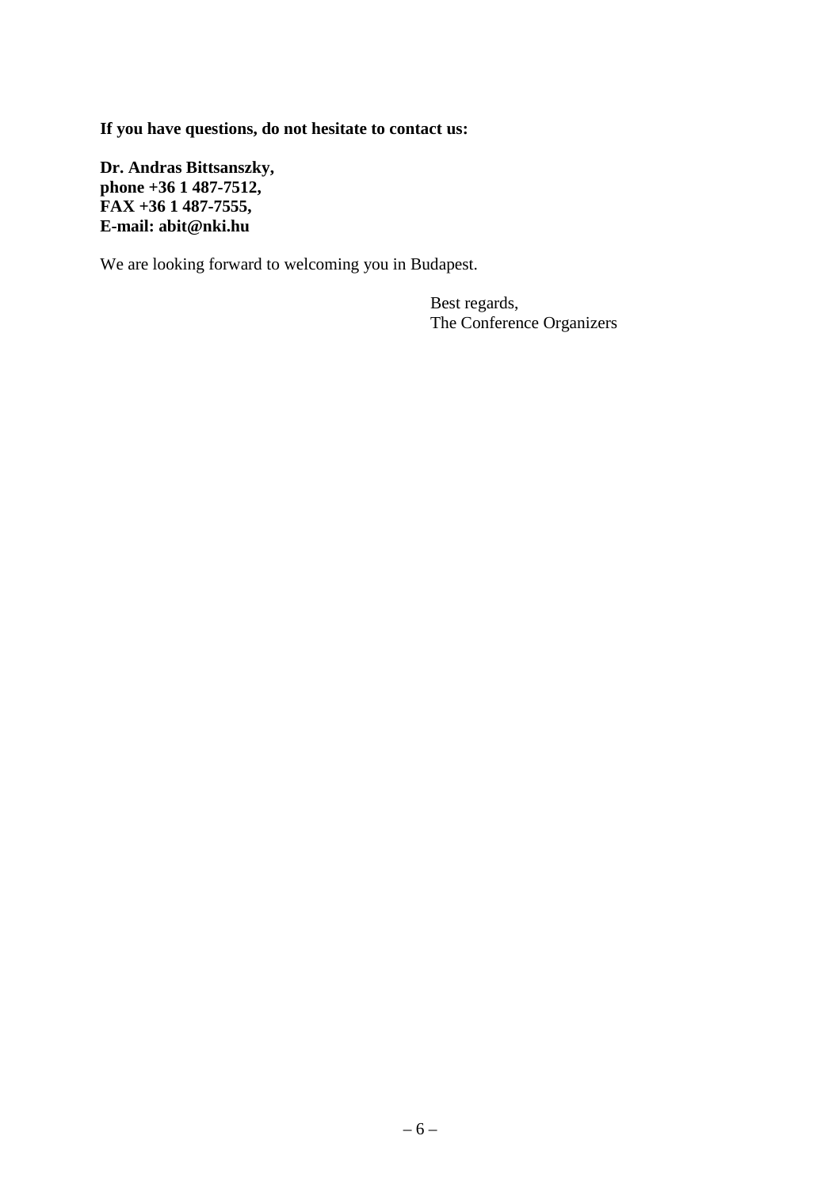**If you have questions, do not hesitate to contact us:**

**Dr. Andras Bittsanszky,**
**phone +36 1 487-7512,**
**FAX +36 1 487-7555,**
**E-mail: abit@nki.hu**

We are looking forward to welcoming you in Budapest.

Best regards,
The Conference Organizers